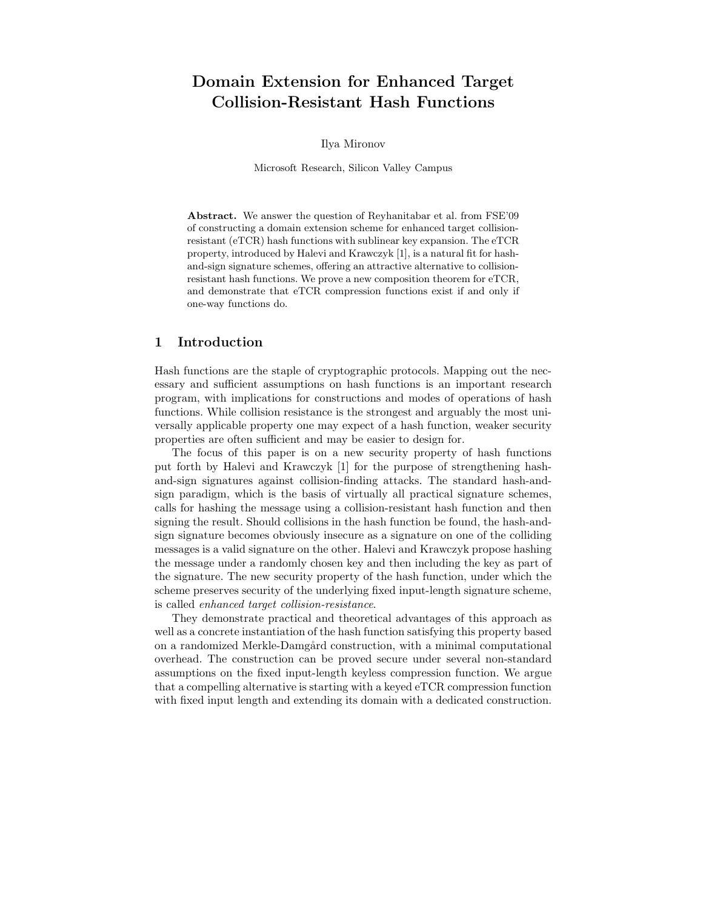# Domain Extension for Enhanced Target Collision-Resistant Hash Functions

Ilya Mironov

Microsoft Research, Silicon Valley Campus

**Abstract.** We answer the question of Reyhanitabar et al. from FSE'09 of constructing a domain extension scheme for enhanced target collision-resistant (eTCR) hash functions with sublinear key expansion. The eTCR property, introduced by Halevi and Krawczyk [1], is a natural fit for hash-and-sign signature schemes, offering an attractive alternative to collision-resistant hash functions. We prove a new composition theorem for eTCR, and demonstrate that eTCR compression functions exist if and only if one-way functions do.

## 1 Introduction

Hash functions are the staple of cryptographic protocols. Mapping out the necessary and sufficient assumptions on hash functions is an important research program, with implications for constructions and modes of operations of hash functions. While collision resistance is the strongest and arguably the most universally applicable property one may expect of a hash function, weaker security properties are often sufficient and may be easier to design for.

The focus of this paper is on a new security property of hash functions put forth by Halevi and Krawczyk [1] for the purpose of strengthening hash-and-sign signatures against collision-finding attacks. The standard hash-and-sign paradigm, which is the basis of virtually all practical signature schemes, calls for hashing the message using a collision-resistant hash function and then signing the result. Should collisions in the hash function be found, the hash-and-sign signature becomes obviously insecure as a signature on one of the colliding messages is a valid signature on the other. Halevi and Krawczyk propose hashing the message under a randomly chosen key and then including the key as part of the signature. The new security property of the hash function, under which the scheme preserves security of the underlying fixed input-length signature scheme, is called *enhanced target collision-resistance*.

They demonstrate practical and theoretical advantages of this approach as well as a concrete instantiation of the hash function satisfying this property based on a randomized Merkle-Damgård construction, with a minimal computational overhead. The construction can be proved secure under several non-standard assumptions on the fixed input-length keyless compression function. We argue that a compelling alternative is starting with a keyed eTCR compression function with fixed input length and extending its domain with a dedicated construction.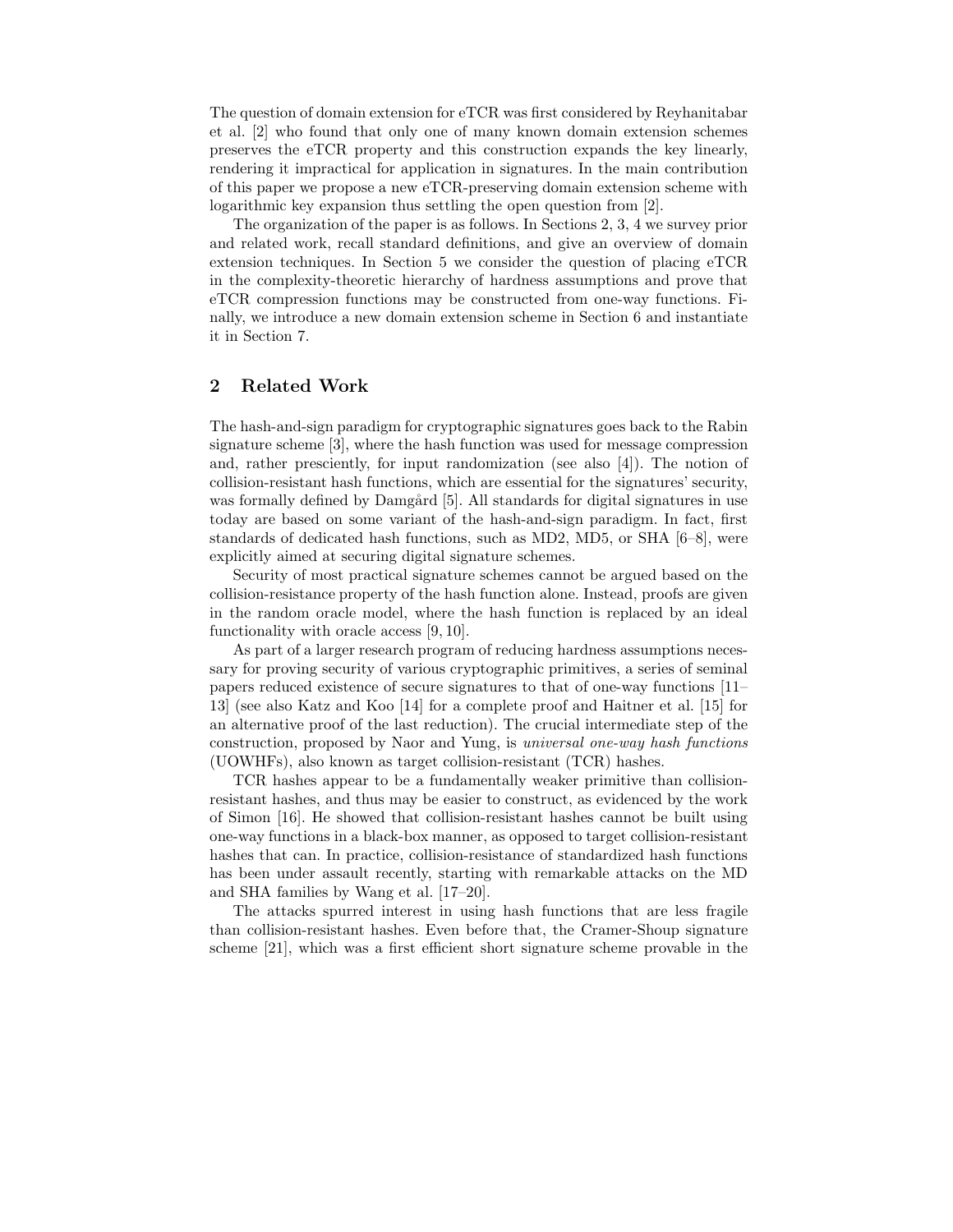The question of domain extension for eTCR was first considered by Reyhanitabar et al. [2] who found that only one of many known domain extension schemes preserves the eTCR property and this construction expands the key linearly, rendering it impractical for application in signatures. In the main contribution of this paper we propose a new eTCR-preserving domain extension scheme with logarithmic key expansion thus settling the open question from [2].

The organization of the paper is as follows. In Sections 2, 3, 4 we survey prior and related work, recall standard definitions, and give an overview of domain extension techniques. In Section 5 we consider the question of placing eTCR in the complexity-theoretic hierarchy of hardness assumptions and prove that eTCR compression functions may be constructed from one-way functions. Finally, we introduce a new domain extension scheme in Section 6 and instantiate it in Section 7.

## 2 Related Work

The hash-and-sign paradigm for cryptographic signatures goes back to the Rabin signature scheme [3], where the hash function was used for message compression and, rather presciently, for input randomization (see also [4]). The notion of collision-resistant hash functions, which are essential for the signatures' security, was formally defined by Damgård [5]. All standards for digital signatures in use today are based on some variant of the hash-and-sign paradigm. In fact, first standards of dedicated hash functions, such as MD2, MD5, or SHA [6–8], were explicitly aimed at securing digital signature schemes.

Security of most practical signature schemes cannot be argued based on the collision-resistance property of the hash function alone. Instead, proofs are given in the random oracle model, where the hash function is replaced by an ideal functionality with oracle access [9, 10].

As part of a larger research program of reducing hardness assumptions necessary for proving security of various cryptographic primitives, a series of seminal papers reduced existence of secure signatures to that of one-way functions [11–13] (see also Katz and Koo [14] for a complete proof and Haitner et al. [15] for an alternative proof of the last reduction). The crucial intermediate step of the construction, proposed by Naor and Yung, is *universal one-way hash functions* (UOWHFs), also known as target collision-resistant (TCR) hashes.

TCR hashes appear to be a fundamentally weaker primitive than collision-resistant hashes, and thus may be easier to construct, as evidenced by the work of Simon [16]. He showed that collision-resistant hashes cannot be built using one-way functions in a black-box manner, as opposed to target collision-resistant hashes that can. In practice, collision-resistance of standardized hash functions has been under assault recently, starting with remarkable attacks on the MD and SHA families by Wang et al. [17–20].

The attacks spurred interest in using hash functions that are less fragile than collision-resistant hashes. Even before that, the Cramer-Shoup signature scheme [21], which was a first efficient short signature scheme provable in the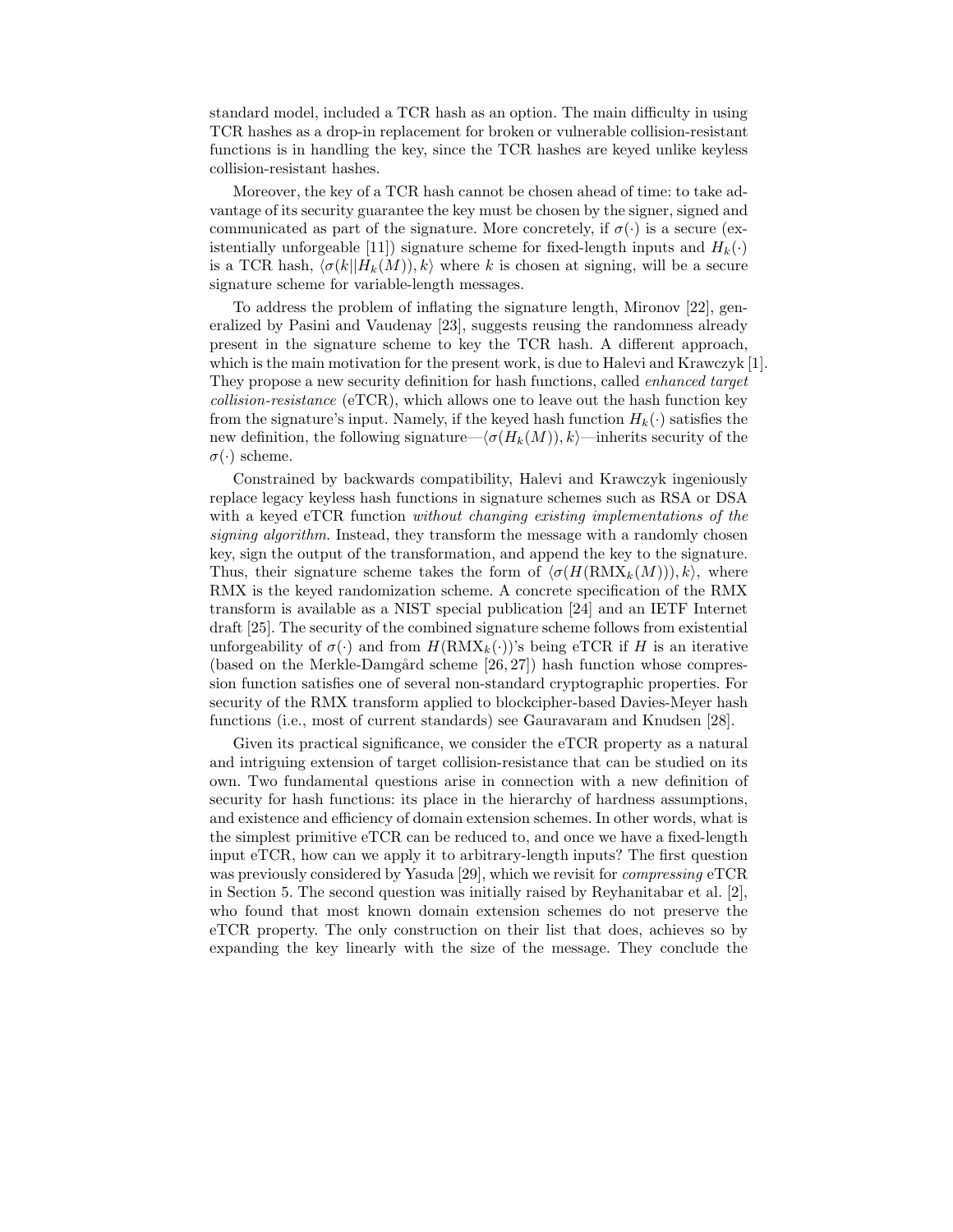standard model, included a TCR hash as an option. The main difficulty in using TCR hashes as a drop-in replacement for broken or vulnerable collision-resistant functions is in handling the key, since the TCR hashes are keyed unlike keyless collision-resistant hashes.

Moreover, the key of a TCR hash cannot be chosen ahead of time: to take advantage of its security guarantee the key must be chosen by the signer, signed and communicated as part of the signature. More concretely, if $\sigma(\cdot)$ is a secure (existentially unforgeable [11]) signature scheme for fixed-length inputs and $H_k(\cdot)$ is a TCR hash, $\langle \sigma(k || H_k(M)), k\rangle$ where $k$ is chosen at signing, will be a secure signature scheme for variable-length messages.

To address the problem of inflating the signature length, Mironov [22], generalized by Pasini and Vaudenay [23], suggests reusing the randomness already present in the signature scheme to key the TCR hash. A different approach, which is the main motivation for the present work, is due to Halevi and Krawczyk [1]. They propose a new security definition for hash functions, called *enhanced target collision-resistance* (eTCR), which allows one to leave out the hash function key from the signature's input. Namely, if the keyed hash function $H_k(\cdot)$ satisfies the new definition, the following signature—$\langle \sigma(H_k(M)), k\rangle$—inherits security of the $\sigma(\cdot)$ scheme.

Constrained by backwards compatibility, Halevi and Krawczyk ingeniously replace legacy keyless hash functions in signature schemes such as RSA or DSA with a keyed eTCR function *without changing existing implementations of the signing algorithm*. Instead, they transform the message with a randomly chosen key, sign the output of the transformation, and append the key to the signature. Thus, their signature scheme takes the form of $\langle \sigma(H(\mathrm{RMX}_k(M))), k\rangle$, where RMX is the keyed randomization scheme. A concrete specification of the RMX transform is available as a NIST special publication [24] and an IETF Internet draft [25]. The security of the combined signature scheme follows from existential unforgeability of $\sigma(\cdot)$ and from $H(\mathrm{RMX}_k(\cdot))$'s being eTCR if $H$ is an iterative (based on the Merkle-Damgård scheme [26,27]) hash function whose compression function satisfies one of several non-standard cryptographic properties. For security of the RMX transform applied to blockcipher-based Davies-Meyer hash functions (i.e., most of current standards) see Gauravaram and Knudsen [28].

Given its practical significance, we consider the eTCR property as a natural and intriguing extension of target collision-resistance that can be studied on its own. Two fundamental questions arise in connection with a new definition of security for hash functions: its place in the hierarchy of hardness assumptions, and existence and efficiency of domain extension schemes. In other words, what is the simplest primitive eTCR can be reduced to, and once we have a fixed-length input eTCR, how can we apply it to arbitrary-length inputs? The first question was previously considered by Yasuda [29], which we revisit for *compressing* eTCR in Section 5. The second question was initially raised by Reyhanitabar et al. [2], who found that most known domain extension schemes do not preserve the eTCR property. The only construction on their list that does, achieves so by expanding the key linearly with the size of the message. They conclude the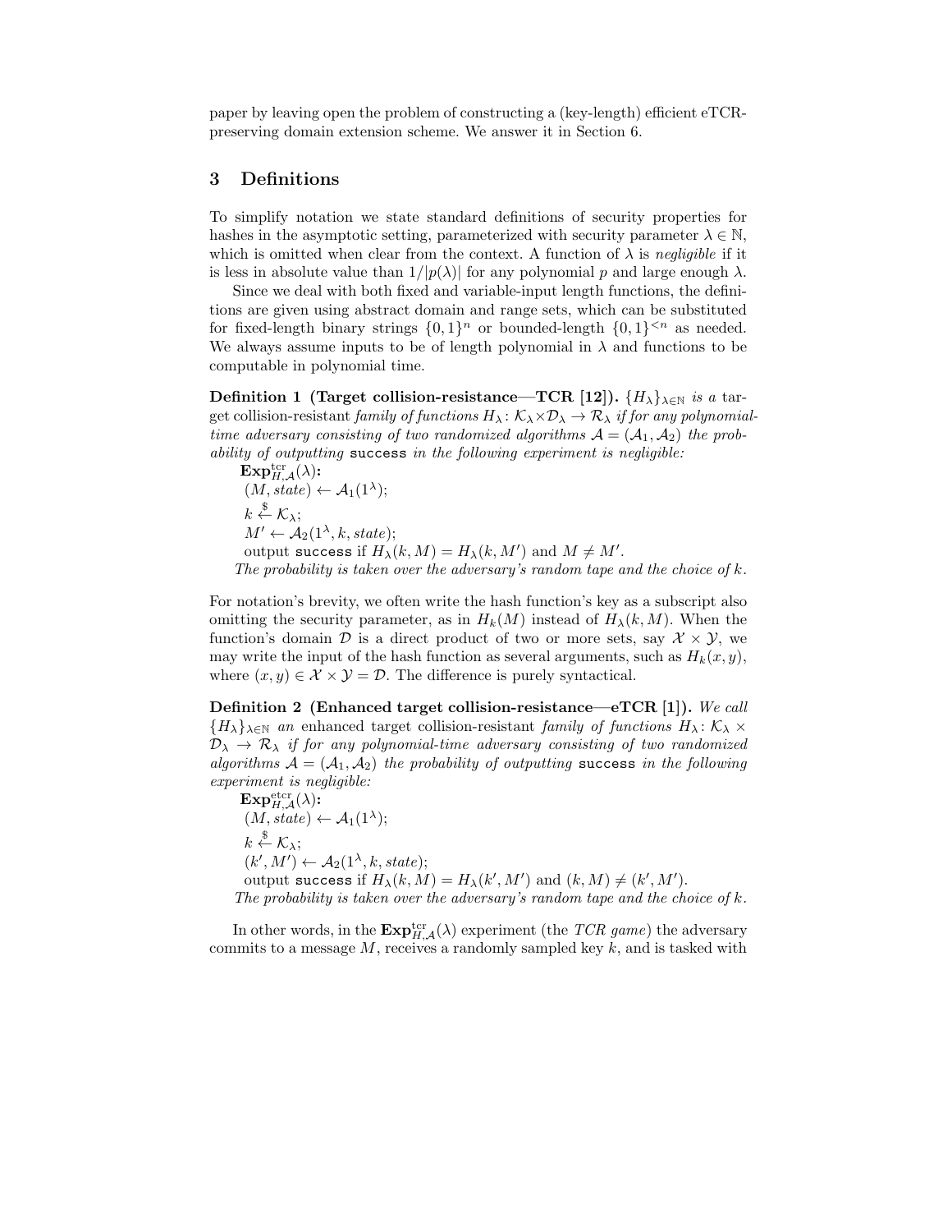paper by leaving open the problem of constructing a (key-length) efficient eTCR-preserving domain extension scheme. We answer it in Section 6.

## 3 Definitions

To simplify notation we state standard definitions of security properties for hashes in the asymptotic setting, parameterized with security parameter $\lambda \in \mathbb{N}$, which is omitted when clear from the context. A function of $\lambda$ is *negligible* if it is less in absolute value than $1/|p(\lambda)|$ for any polynomial $p$ and large enough $\lambda$.

Since we deal with both fixed and variable-input length functions, the definitions are given using abstract domain and range sets, which can be substituted for fixed-length binary strings $\{0,1\}^n$ or bounded-length $\{0,1\}^{<n}$ as needed. We always assume inputs to be of length polynomial in $\lambda$ and functions to be computable in polynomial time.

**Definition 1 (Target collision-resistance—TCR [12]).** *$\{H_\lambda\}_{\lambda\in\mathbb{N}}$ is a* target collision-resistant *family of functions $H_\lambda\colon \mathcal{K}_\lambda \times \mathcal{D}_\lambda \to \mathcal{R}_\lambda$ if for any polynomial-time adversary consisting of two randomized algorithms $\mathcal{A} = (\mathcal{A}_1, \mathcal{A}_2)$ the probability of outputting* `success` *in the following experiment is negligible:*

$\mathbf{Exp}^{\mathrm{tcr}}_{H,\mathcal{A}}(\lambda)$**:**
$(M, state) \leftarrow \mathcal{A}_1(1^\lambda)$;
$k \xleftarrow{\$} \mathcal{K}_\lambda$;
$M' \leftarrow \mathcal{A}_2(1^\lambda, k, state)$;
output `success` if $H_\lambda(k, M) = H_\lambda(k, M')$ and $M \neq M'$.

*The probability is taken over the adversary's random tape and the choice of $k$.*

For notation's brevity, we often write the hash function's key as a subscript also omitting the security parameter, as in $H_k(M)$ instead of $H_\lambda(k, M)$. When the function's domain $\mathcal{D}$ is a direct product of two or more sets, say $\mathcal{X} \times \mathcal{Y}$, we may write the input of the hash function as several arguments, such as $H_k(x, y)$, where $(x, y) \in \mathcal{X} \times \mathcal{Y} = \mathcal{D}$. The difference is purely syntactical.

**Definition 2 (Enhanced target collision-resistance—eTCR [1]).** *We call $\{H_\lambda\}_{\lambda\in\mathbb{N}}$ an* enhanced target collision-resistant *family of functions $H_\lambda\colon \mathcal{K}_\lambda \times \mathcal{D}_\lambda \to \mathcal{R}_\lambda$ if for any polynomial-time adversary consisting of two randomized algorithms $\mathcal{A} = (\mathcal{A}_1, \mathcal{A}_2)$ the probability of outputting* `success` *in the following experiment is negligible:*

$\mathbf{Exp}^{\mathrm{etcr}}_{H,\mathcal{A}}(\lambda)$**:**
$(M, state) \leftarrow \mathcal{A}_1(1^\lambda)$;
$k \xleftarrow{\$} \mathcal{K}_\lambda$;
$(k', M') \leftarrow \mathcal{A}_2(1^\lambda, k, state)$;
output `success` if $H_\lambda(k, M) = H_\lambda(k', M')$ and $(k, M) \neq (k', M')$.

*The probability is taken over the adversary's random tape and the choice of $k$.*

In other words, in the $\mathbf{Exp}^{\mathrm{tcr}}_{H,\mathcal{A}}(\lambda)$ experiment (the *TCR game*) the adversary commits to a message $M$, receives a randomly sampled key $k$, and is tasked with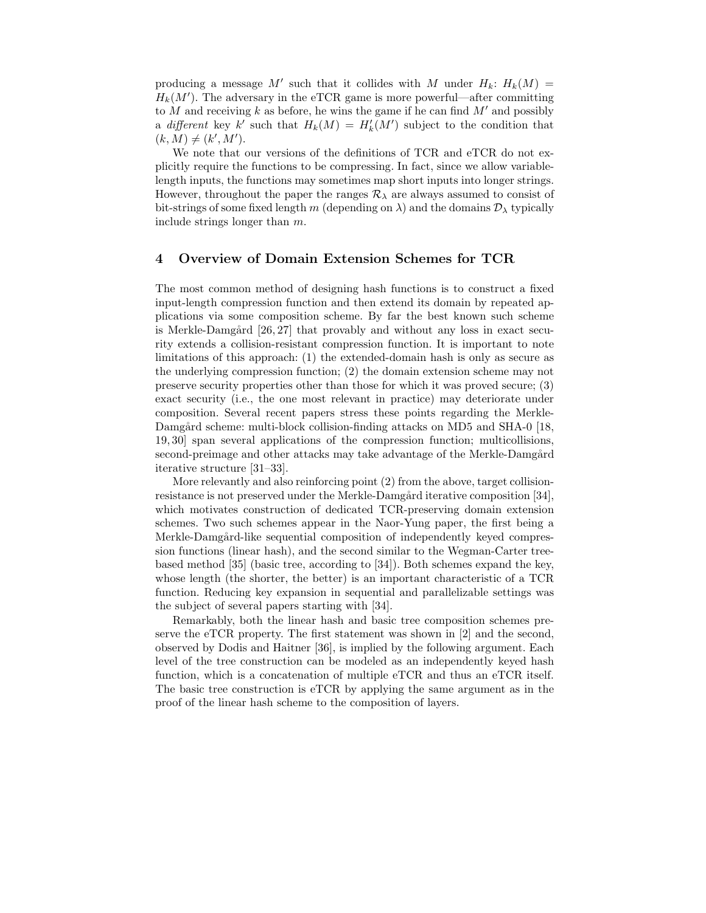producing a message $M'$ such that it collides with $M$ under $H_k$: $H_k(M) = H_k(M')$. The adversary in the eTCR game is more powerful—after committing to $M$ and receiving $k$ as before, he wins the game if he can find $M'$ and possibly a *different* key $k'$ such that $H_k(M) = H'_k(M')$ subject to the condition that $(k, M) \neq (k', M')$.

We note that our versions of the definitions of TCR and eTCR do not explicitly require the functions to be compressing. In fact, since we allow variable-length inputs, the functions may sometimes map short inputs into longer strings. However, throughout the paper the ranges $\mathcal{R}_\lambda$ are always assumed to consist of bit-strings of some fixed length $m$ (depending on $\lambda$) and the domains $\mathcal{D}_\lambda$ typically include strings longer than $m$.

## 4 Overview of Domain Extension Schemes for TCR

The most common method of designing hash functions is to construct a fixed input-length compression function and then extend its domain by repeated applications via some composition scheme. By far the best known such scheme is Merkle-Damgård [26, 27] that provably and without any loss in exact security extends a collision-resistant compression function. It is important to note limitations of this approach: (1) the extended-domain hash is only as secure as the underlying compression function; (2) the domain extension scheme may not preserve security properties other than those for which it was proved secure; (3) exact security (i.e., the one most relevant in practice) may deteriorate under composition. Several recent papers stress these points regarding the Merkle-Damgård scheme: multi-block collision-finding attacks on MD5 and SHA-0 [18, 19, 30] span several applications of the compression function; multicollisions, second-preimage and other attacks may take advantage of the Merkle-Damgård iterative structure [31–33].

More relevantly and also reinforcing point (2) from the above, target collision-resistance is not preserved under the Merkle-Damgård iterative composition [34], which motivates construction of dedicated TCR-preserving domain extension schemes. Two such schemes appear in the Naor-Yung paper, the first being a Merkle-Damgård-like sequential composition of independently keyed compression functions (linear hash), and the second similar to the Wegman-Carter tree-based method [35] (basic tree, according to [34]). Both schemes expand the key, whose length (the shorter, the better) is an important characteristic of a TCR function. Reducing key expansion in sequential and parallelizable settings was the subject of several papers starting with [34].

Remarkably, both the linear hash and basic tree composition schemes preserve the eTCR property. The first statement was shown in [2] and the second, observed by Dodis and Haitner [36], is implied by the following argument. Each level of the tree construction can be modeled as an independently keyed hash function, which is a concatenation of multiple eTCR and thus an eTCR itself. The basic tree construction is eTCR by applying the same argument as in the proof of the linear hash scheme to the composition of layers.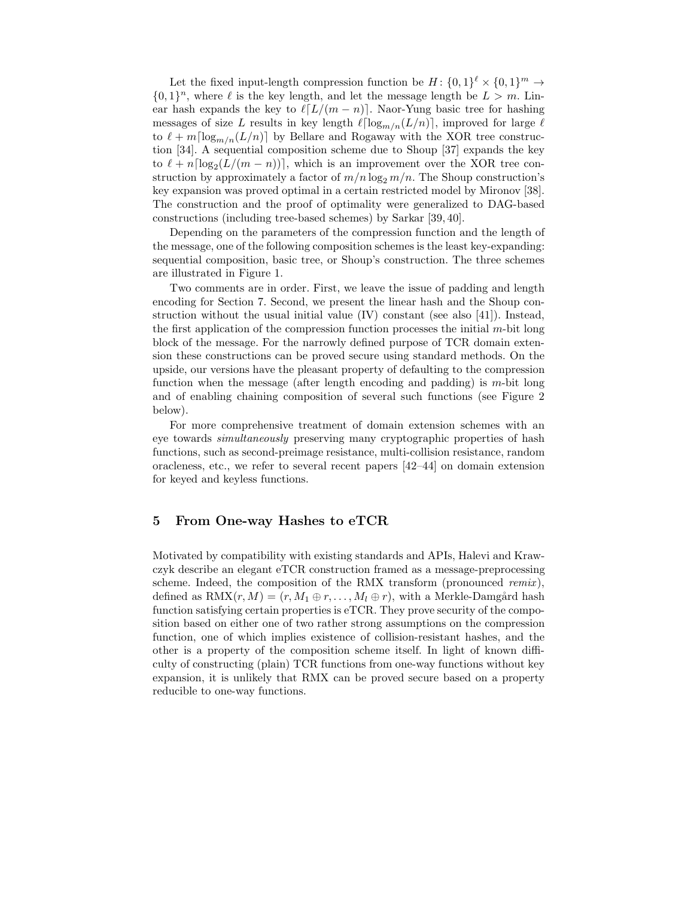Let the fixed input-length compression function be $H: \{0,1\}^\ell \times \{0,1\}^m \to \{0,1\}^n$, where $\ell$ is the key length, and let the message length be $L > m$. Linear hash expands the key to $\ell\lceil L/(m-n)\rceil$. Naor-Yung basic tree for hashing messages of size $L$ results in key length $\ell\lceil \log_{m/n}(L/n)\rceil$, improved for large $\ell$ to $\ell + m\lceil \log_{m/n}(L/n)\rceil$ by Bellare and Rogaway with the XOR tree construction [34]. A sequential composition scheme due to Shoup [37] expands the key to $\ell + n\lceil \log_2(L/(m-n))\rceil$, which is an improvement over the XOR tree construction by approximately a factor of $m/n \log_2 m/n$. The Shoup construction's key expansion was proved optimal in a certain restricted model by Mironov [38]. The construction and the proof of optimality were generalized to DAG-based constructions (including tree-based schemes) by Sarkar [39, 40].

Depending on the parameters of the compression function and the length of the message, one of the following composition schemes is the least key-expanding: sequential composition, basic tree, or Shoup's construction. The three schemes are illustrated in Figure 1.

Two comments are in order. First, we leave the issue of padding and length encoding for Section 7. Second, we present the linear hash and the Shoup construction without the usual initial value (IV) constant (see also [41]). Instead, the first application of the compression function processes the initial $m$-bit long block of the message. For the narrowly defined purpose of TCR domain extension these constructions can be proved secure using standard methods. On the upside, our versions have the pleasant property of defaulting to the compression function when the message (after length encoding and padding) is $m$-bit long and of enabling chaining composition of several such functions (see Figure 2 below).

For more comprehensive treatment of domain extension schemes with an eye towards *simultaneously* preserving many cryptographic properties of hash functions, such as second-preimage resistance, multi-collision resistance, random oracleness, etc., we refer to several recent papers [42–44] on domain extension for keyed and keyless functions.

## 5 From One-way Hashes to eTCR

Motivated by compatibility with existing standards and APIs, Halevi and Krawczyk describe an elegant eTCR construction framed as a message-preprocessing scheme. Indeed, the composition of the RMX transform (pronounced *remix*), defined as $\mathrm{RMX}(r, M) = (r, M_1 \oplus r, \ldots, M_l \oplus r)$, with a Merkle-Damgård hash function satisfying certain properties is eTCR. They prove security of the composition based on either one of two rather strong assumptions on the compression function, one of which implies existence of collision-resistant hashes, and the other is a property of the composition scheme itself. In light of known difficulty of constructing (plain) TCR functions from one-way functions without key expansion, it is unlikely that RMX can be proved secure based on a property reducible to one-way functions.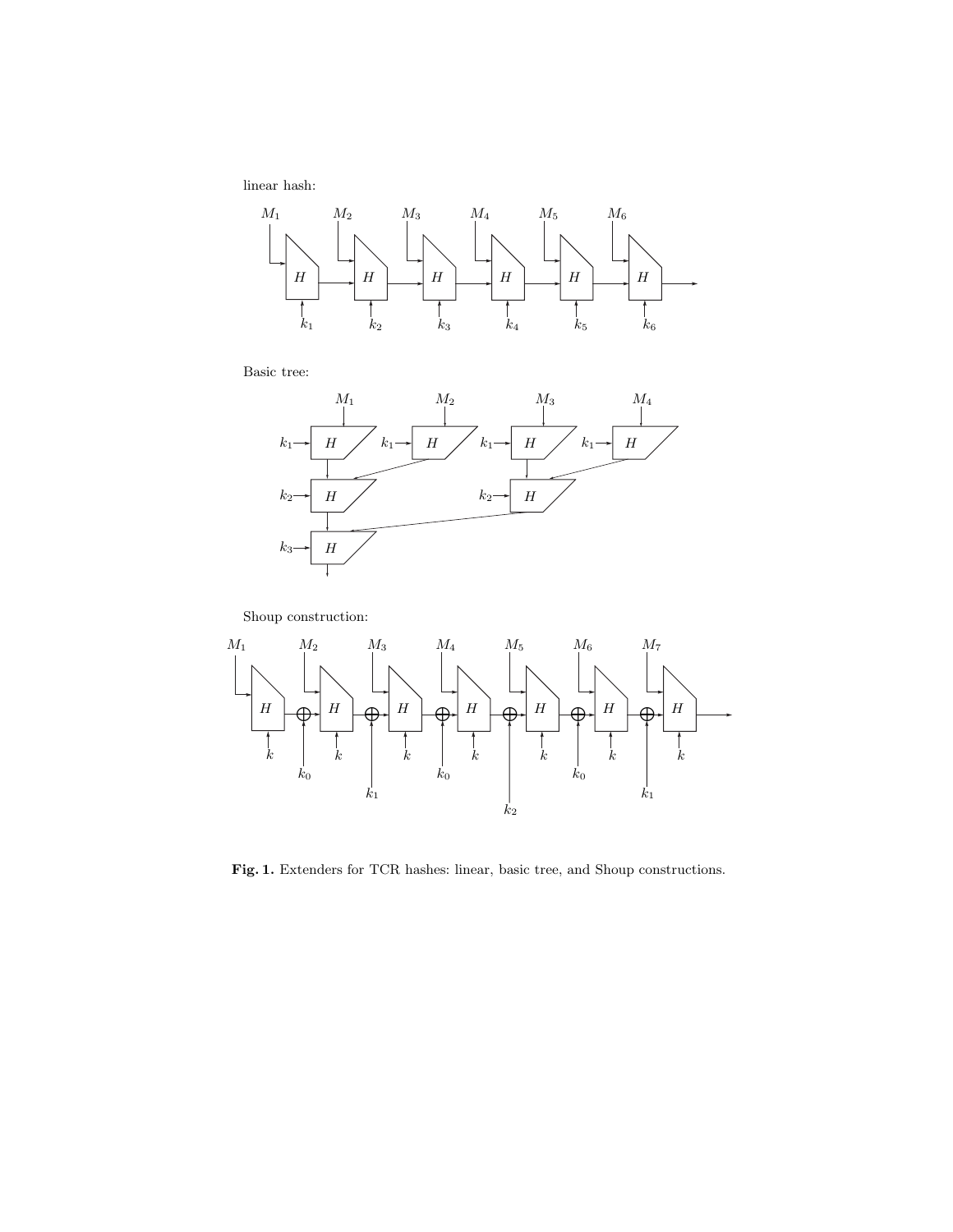linear hash:

Basic tree:

Shoup construction:

**Fig. 1.** Extenders for TCR hashes: linear, basic tree, and Shoup constructions.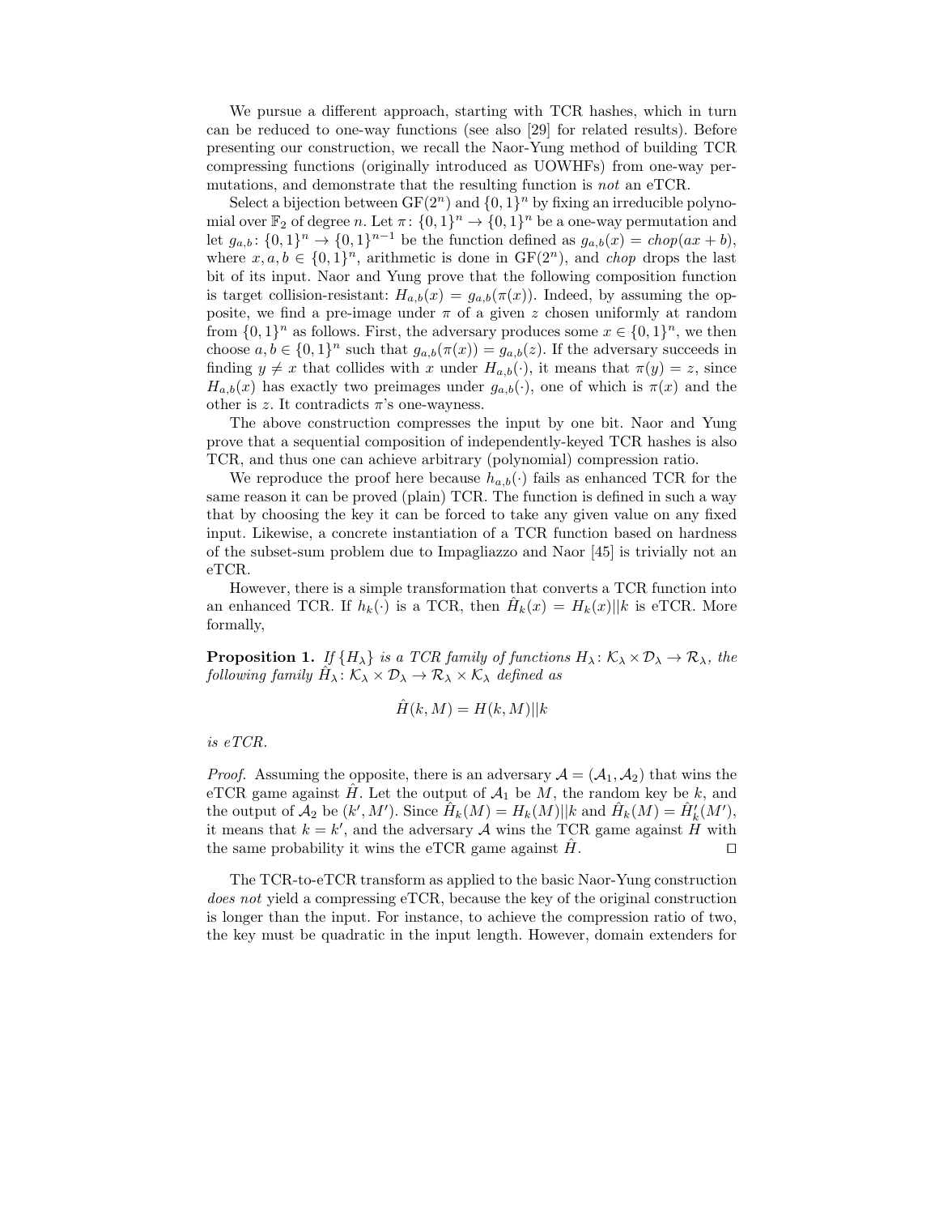We pursue a different approach, starting with TCR hashes, which in turn can be reduced to one-way functions (see also [29] for related results). Before presenting our construction, we recall the Naor-Yung method of building TCR compressing functions (originally introduced as UOWHFs) from one-way permutations, and demonstrate that the resulting function is *not* an eTCR.

Select a bijection between $\mathrm{GF}(2^n)$ and $\{0,1\}^n$ by fixing an irreducible polynomial over $\mathbb{F}_2$ of degree $n$. Let $\pi\colon \{0,1\}^n \to \{0,1\}^n$ be a one-way permutation and let $g_{a,b}\colon \{0,1\}^n \to \{0,1\}^{n-1}$ be the function defined as $g_{a,b}(x) = \mathit{chop}(ax+b)$, where $x, a, b \in \{0,1\}^n$, arithmetic is done in $\mathrm{GF}(2^n)$, and *chop* drops the last bit of its input. Naor and Yung prove that the following composition function is target collision-resistant: $H_{a,b}(x) = g_{a,b}(\pi(x))$. Indeed, by assuming the opposite, we find a pre-image under $\pi$ of a given $z$ chosen uniformly at random from $\{0,1\}^n$ as follows. First, the adversary produces some $x \in \{0,1\}^n$, we then choose $a, b \in \{0,1\}^n$ such that $g_{a,b}(\pi(x)) = g_{a,b}(z)$. If the adversary succeeds in finding $y \neq x$ that collides with $x$ under $H_{a,b}(\cdot)$, it means that $\pi(y) = z$, since $H_{a,b}(x)$ has exactly two preimages under $g_{a,b}(\cdot)$, one of which is $\pi(x)$ and the other is $z$. It contradicts $\pi$'s one-wayness.

The above construction compresses the input by one bit. Naor and Yung prove that a sequential composition of independently-keyed TCR hashes is also TCR, and thus one can achieve arbitrary (polynomial) compression ratio.

We reproduce the proof here because $h_{a,b}(\cdot)$ fails as enhanced TCR for the same reason it can be proved (plain) TCR. The function is defined in such a way that by choosing the key it can be forced to take any given value on any fixed input. Likewise, a concrete instantiation of a TCR function based on hardness of the subset-sum problem due to Impagliazzo and Naor [45] is trivially not an eTCR.

However, there is a simple transformation that converts a TCR function into an enhanced TCR. If $h_k(\cdot)$ is a TCR, then $\hat{H}_k(x) = H_k(x)||k$ is eTCR. More formally,

**Proposition 1.** *If $\{H_\lambda\}$ is a TCR family of functions $H_\lambda\colon \mathcal{K}_\lambda \times \mathcal{D}_\lambda \to \mathcal{R}_\lambda$, the following family $\hat{H}_\lambda\colon \mathcal{K}_\lambda \times \mathcal{D}_\lambda \to \mathcal{R}_\lambda \times \mathcal{K}_\lambda$ defined as*

$$\hat{H}(k, M) = H(k, M)||k$$

*is eTCR.*

*Proof.* Assuming the opposite, there is an adversary $\mathcal{A} = (\mathcal{A}_1, \mathcal{A}_2)$ that wins the eTCR game against $\hat{H}$. Let the output of $\mathcal{A}_1$ be $M$, the random key be $k$, and the output of $\mathcal{A}_2$ be $(k', M')$. Since $\hat{H}_k(M) = H_k(M)||k$ and $\hat{H}_k(M) = \hat{H}'_k(M')$, it means that $k = k'$, and the adversary $\mathcal{A}$ wins the TCR game against $H$ with the same probability it wins the eTCR game against $\hat{H}$. ◻

The TCR-to-eTCR transform as applied to the basic Naor-Yung construction *does not* yield a compressing eTCR, because the key of the original construction is longer than the input. For instance, to achieve the compression ratio of two, the key must be quadratic in the input length. However, domain extenders for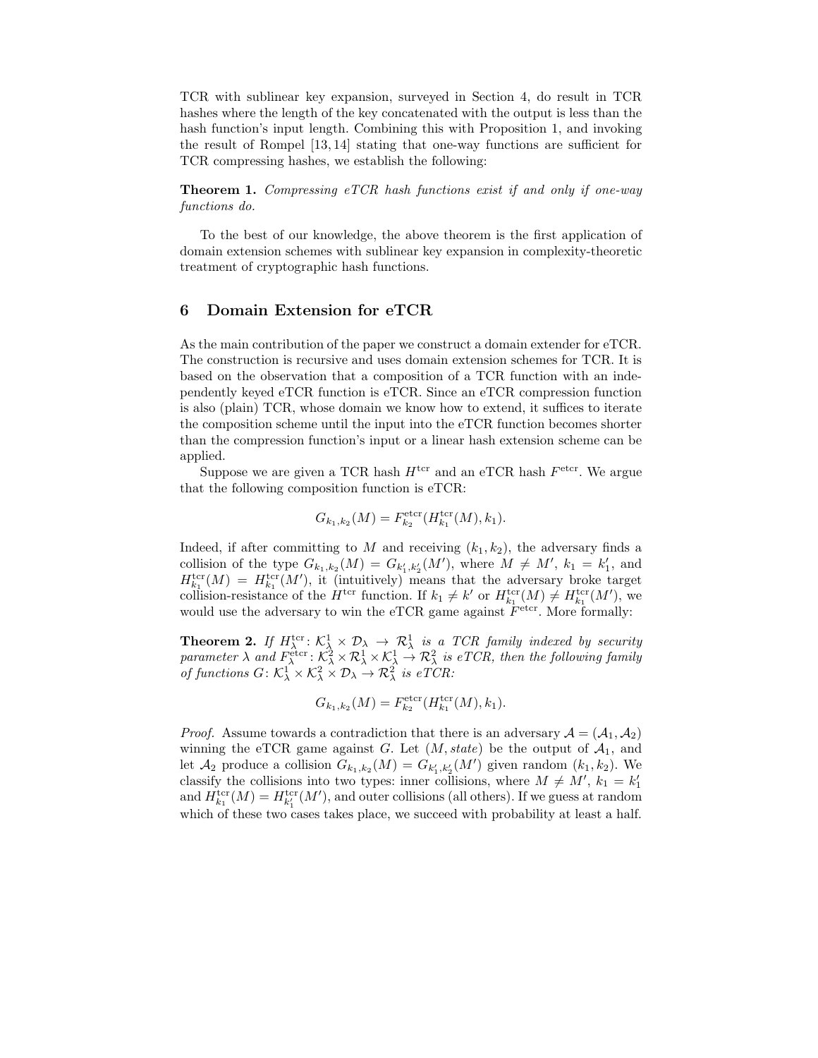TCR with sublinear key expansion, surveyed in Section 4, do result in TCR hashes where the length of the key concatenated with the output is less than the hash function's input length. Combining this with Proposition 1, and invoking the result of Rompel [13, 14] stating that one-way functions are sufficient for TCR compressing hashes, we establish the following:

**Theorem 1.** *Compressing eTCR hash functions exist if and only if one-way functions do.*

To the best of our knowledge, the above theorem is the first application of domain extension schemes with sublinear key expansion in complexity-theoretic treatment of cryptographic hash functions.

## 6 Domain Extension for eTCR

As the main contribution of the paper we construct a domain extender for eTCR. The construction is recursive and uses domain extension schemes for TCR. It is based on the observation that a composition of a TCR function with an independently keyed eTCR function is eTCR. Since an eTCR compression function is also (plain) TCR, whose domain we know how to extend, it suffices to iterate the composition scheme until the input into the eTCR function becomes shorter than the compression function's input or a linear hash extension scheme can be applied.

Suppose we are given a TCR hash $H^{\text{tcr}}$ and an eTCR hash $F^{\text{etcr}}$. We argue that the following composition function is eTCR:

$$G_{k_1,k_2}(M) = F^{\text{etcr}}_{k_2}(H^{\text{tcr}}_{k_1}(M), k_1).$$

Indeed, if after committing to $M$ and receiving $(k_1, k_2)$, the adversary finds a collision of the type $G_{k_1,k_2}(M) = G_{k'_1,k'_2}(M')$, where $M \neq M'$, $k_1 = k'_1$, and $H^{\text{tcr}}_{k_1}(M) = H^{\text{tcr}}_{k_1}(M')$, it (intuitively) means that the adversary broke target collision-resistance of the $H^{\text{tcr}}$ function. If $k_1 \neq k'$ or $H^{\text{tcr}}_{k_1}(M) \neq H^{\text{tcr}}_{k_1}(M')$, we would use the adversary to win the eTCR game against $F^{\text{etcr}}$. More formally:

**Theorem 2.** *If $H^{\text{tcr}}_\lambda \colon \mathcal{K}^1_\lambda \times \mathcal{D}_\lambda \to \mathcal{R}^1_\lambda$ is a TCR family indexed by security parameter $\lambda$ and $F^{\text{etcr}}_\lambda \colon \mathcal{K}^2_\lambda \times \mathcal{R}^1_\lambda \times \mathcal{K}^1_\lambda \to \mathcal{R}^2_\lambda$ is eTCR, then the following family of functions $G \colon \mathcal{K}^1_\lambda \times \mathcal{K}^2_\lambda \times \mathcal{D}_\lambda \to \mathcal{R}^2_\lambda$ is eTCR:*

$$G_{k_1,k_2}(M) = F^{\text{etcr}}_{k_2}(H^{\text{tcr}}_{k_1}(M), k_1).$$

*Proof.* Assume towards a contradiction that there is an adversary $\mathcal{A} = (\mathcal{A}_1, \mathcal{A}_2)$ winning the eTCR game against $G$. Let $(M, \mathit{state})$ be the output of $\mathcal{A}_1$, and let $\mathcal{A}_2$ produce a collision $G_{k_1,k_2}(M) = G_{k'_1,k'_2}(M')$ given random $(k_1, k_2)$. We classify the collisions into two types: inner collisions, where $M \neq M'$, $k_1 = k'_1$ and $H^{\text{tcr}}_{k_1}(M) = H^{\text{tcr}}_{k'_1}(M')$, and outer collisions (all others). If we guess at random which of these two cases takes place, we succeed with probability at least a half.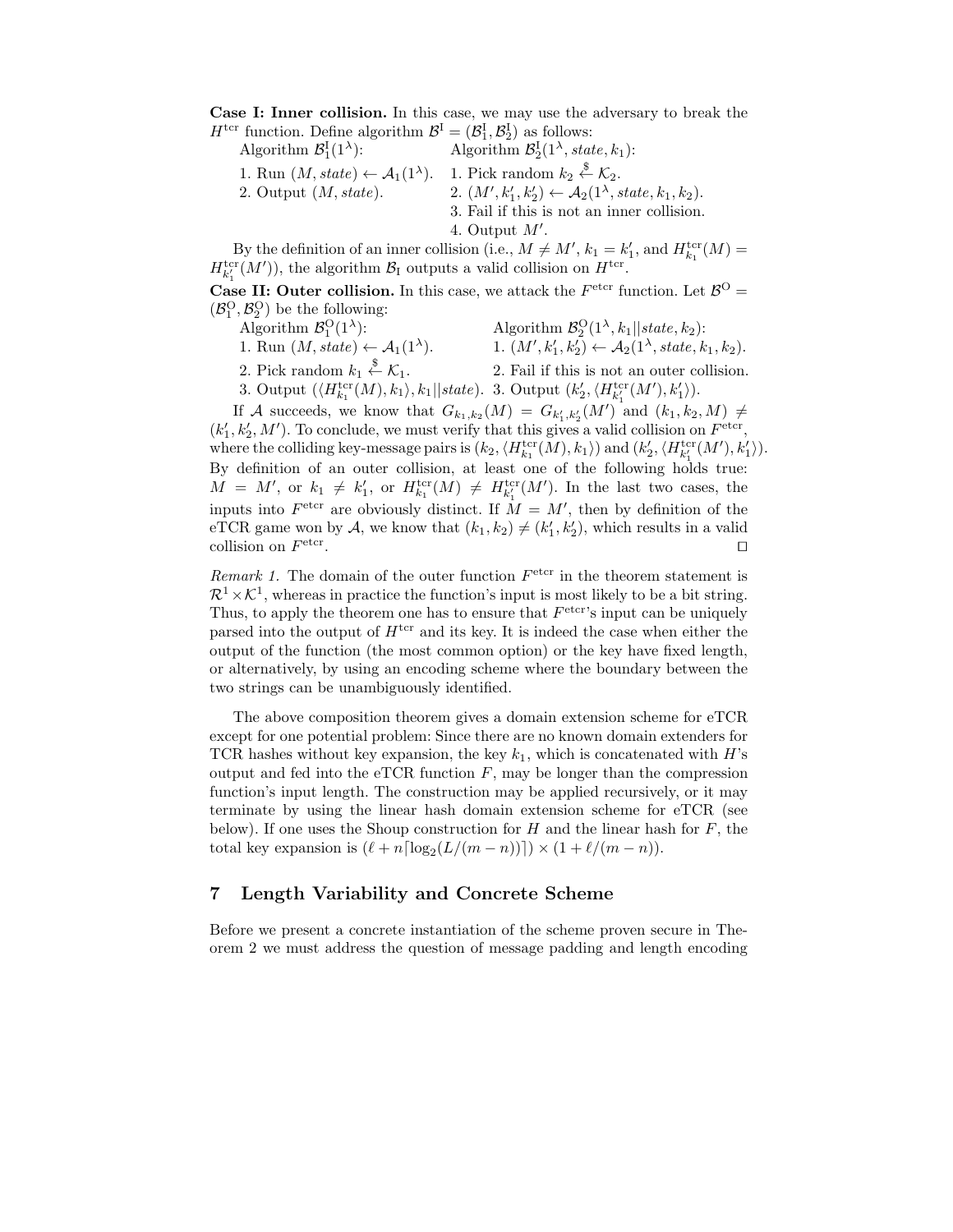**Case I: Inner collision.** In this case, we may use the adversary to break the $H^{\text{tcr}}$ function. Define algorithm $\mathcal{B}^{\text{I}} = (\mathcal{B}_1^{\text{I}}, \mathcal{B}_2^{\text{I}})$ as follows:

| Algorithm $\mathcal{B}_1^{\text{I}}(1^\lambda)$: | Algorithm $\mathcal{B}_2^{\text{I}}(1^\lambda, state, k_1)$: |
|---|---|
| 1. Run $(M, state) \leftarrow \mathcal{A}_1(1^\lambda)$. | 1. Pick random $k_2 \overset{\$}{\leftarrow} \mathcal{K}_2$. |
| 2. Output $(M, state)$. | 2. $(M', k_1', k_2') \leftarrow \mathcal{A}_2(1^\lambda, state, k_1, k_2)$. |
| | 3. Fail if this is not an inner collision. |
| | 4. Output $M'$. |

By the definition of an inner collision (i.e., $M \neq M'$, $k_1 = k_1'$, and $H_{k_1}^{\text{tcr}}(M) = H_{k_1'}^{\text{tcr}}(M')$), the algorithm $\mathcal{B}_{\text{I}}$ outputs a valid collision on $H^{\text{tcr}}$.

**Case II: Outer collision.** In this case, we attack the $F^{\text{etcr}}$ function. Let $\mathcal{B}^{\text{O}} = (\mathcal{B}_1^{\text{O}}, \mathcal{B}_2^{\text{O}})$ be the following:

| Algorithm $\mathcal{B}_1^{\text{O}}(1^\lambda)$: | Algorithm $\mathcal{B}_2^{\text{O}}(1^\lambda, k_1 \| state, k_2)$: |
|---|---|
| 1. Run $(M, state) \leftarrow \mathcal{A}_1(1^\lambda)$. | 1. $(M', k_1', k_2') \leftarrow \mathcal{A}_2(1^\lambda, state, k_1, k_2)$. |
| 2. Pick random $k_1 \overset{\$}{\leftarrow} \mathcal{K}_1$. | 2. Fail if this is not an outer collision. |
| 3. Output $(\langle H_{k_1}^{\text{tcr}}(M), k_1\rangle, k_1 \| state)$. | 3. Output $(k_2', \langle H_{k_1'}^{\text{tcr}}(M'), k_1'\rangle)$. |

If $\mathcal{A}$ succeeds, we know that $G_{k_1,k_2}(M) = G_{k_1',k_2'}(M')$ and $(k_1, k_2, M) \neq (k_1', k_2', M')$. To conclude, we must verify that this gives a valid collision on $F^{\text{etcr}}$, where the colliding key-message pairs is $(k_2, \langle H_{k_1}^{\text{tcr}}(M), k_1\rangle)$ and $(k_2', \langle H_{k_1'}^{\text{tcr}}(M'), k_1'\rangle)$. By definition of an outer collision, at least one of the following holds true: $M = M'$, or $k_1 \neq k_1'$, or $H_{k_1}^{\text{tcr}}(M) \neq H_{k_1'}^{\text{tcr}}(M')$. In the last two cases, the inputs into $F^{\text{etcr}}$ are obviously distinct. If $M = M'$, then by definition of the eTCR game won by $\mathcal{A}$, we know that $(k_1, k_2) \neq (k_1', k_2')$, which results in a valid collision on $F^{\text{etcr}}$. □

*Remark 1.* The domain of the outer function $F^{\text{etcr}}$ in the theorem statement is $\mathcal{R}^1 \times \mathcal{K}^1$, whereas in practice the function's input is most likely to be a bit string. Thus, to apply the theorem one has to ensure that $F^{\text{etcr}}$'s input can be uniquely parsed into the output of $H^{\text{tcr}}$ and its key. It is indeed the case when either the output of the function (the most common option) or the key have fixed length, or alternatively, by using an encoding scheme where the boundary between the two strings can be unambiguously identified.

The above composition theorem gives a domain extension scheme for eTCR except for one potential problem: Since there are no known domain extenders for TCR hashes without key expansion, the key $k_1$, which is concatenated with $H$'s output and fed into the eTCR function $F$, may be longer than the compression function's input length. The construction may be applied recursively, or it may terminate by using the linear hash domain extension scheme for eTCR (see below). If one uses the Shoup construction for $H$ and the linear hash for $F$, the total key expansion is $(\ell + n\lceil \log_2(L/(m-n))\rceil) \times (1 + \ell/(m-n))$.

## 7 Length Variability and Concrete Scheme

Before we present a concrete instantiation of the scheme proven secure in Theorem 2 we must address the question of message padding and length encoding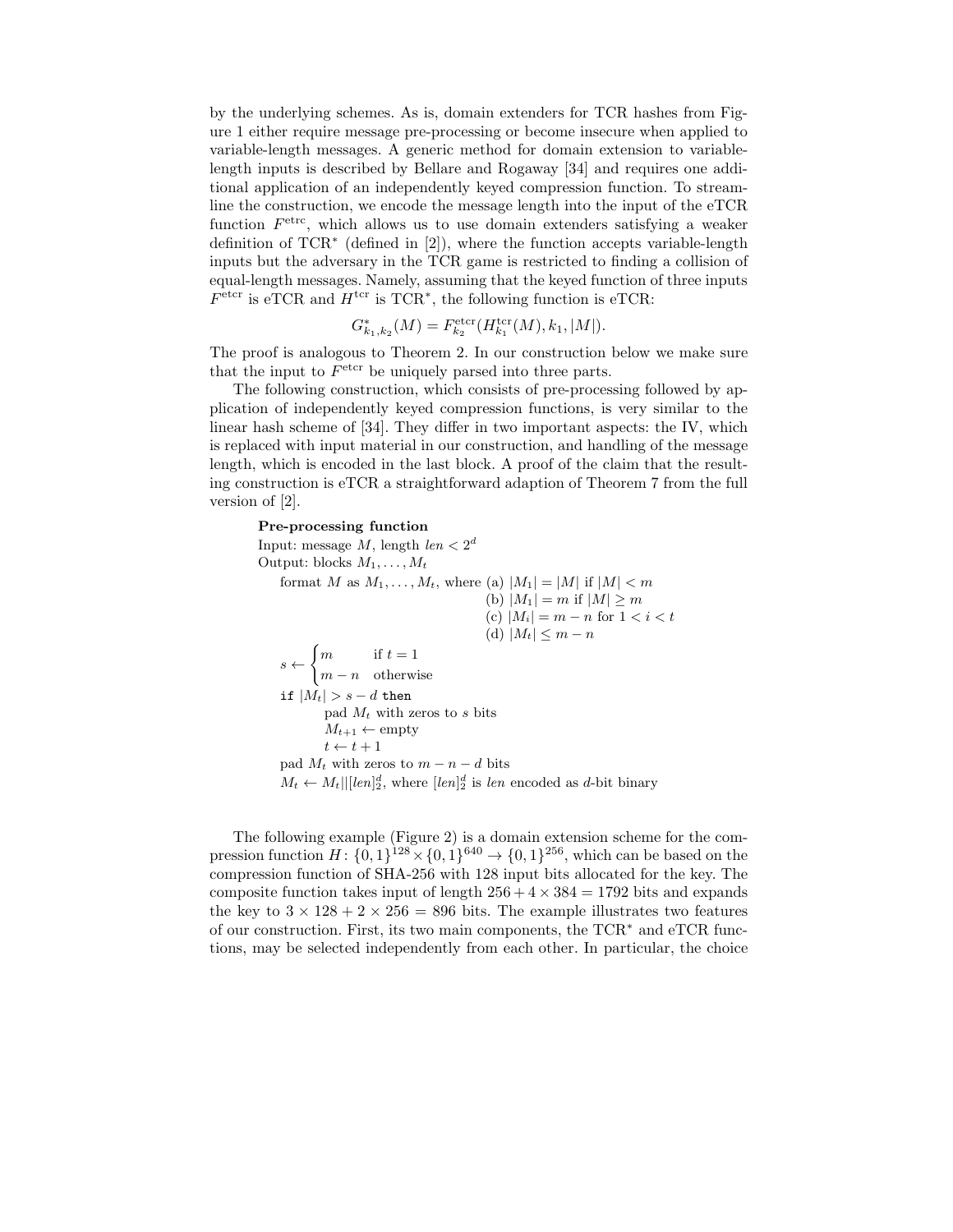by the underlying schemes. As is, domain extenders for TCR hashes from Figure 1 either require message pre-processing or become insecure when applied to variable-length messages. A generic method for domain extension to variable-length inputs is described by Bellare and Rogaway [34] and requires one additional application of an independently keyed compression function. To streamline the construction, we encode the message length into the input of the eTCR function $F^{\mathrm{etrc}}$, which allows us to use domain extenders satisfying a weaker definition of TCR* (defined in [2]), where the function accepts variable-length inputs but the adversary in the TCR game is restricted to finding a collision of equal-length messages. Namely, assuming that the keyed function of three inputs $F^{\mathrm{etcr}}$ is eTCR and $H^{\mathrm{tcr}}$ is TCR*, the following function is eTCR:

$$G^{*}_{k_1,k_2}(M) = F^{\mathrm{etcr}}_{k_2}(H^{\mathrm{tcr}}_{k_1}(M), k_1, |M|).$$

The proof is analogous to Theorem 2. In our construction below we make sure that the input to $F^{\mathrm{etcr}}$ be uniquely parsed into three parts.

The following construction, which consists of pre-processing followed by application of independently keyed compression functions, is very similar to the linear hash scheme of [34]. They differ in two important aspects: the IV, which is replaced with input material in our construction, and handling of the message length, which is encoded in the last block. A proof of the claim that the resulting construction is eTCR a straightforward adaption of Theorem 7 from the full version of [2].

**Pre-processing function**

Input: message $M$, length $len < 2^d$

Output: blocks $M_1, \ldots, M_t$

format $M$ as $M_1, \ldots, M_t$, where (a) $|M_1| = |M|$ if $|M| < m$
(b) $|M_1| = m$ if $|M| \geq m$
(c) $|M_i| = m - n$ for $1 < i < t$
(d) $|M_t| \leq m - n$

$$s \leftarrow \begin{cases} m & \text{if } t = 1 \\ m - n & \text{otherwise} \end{cases}$$

`if` $|M_t| > s - d$ `then`
  pad $M_t$ with zeros to $s$ bits
  $M_{t+1} \leftarrow$ empty
  $t \leftarrow t + 1$
pad $M_t$ with zeros to $m - n - d$ bits
$M_t \leftarrow M_t || [len]^d_2$, where $[len]^d_2$ is $len$ encoded as $d$-bit binary

The following example (Figure 2) is a domain extension scheme for the compression function $H\colon \{0,1\}^{128} \times \{0,1\}^{640} \to \{0,1\}^{256}$, which can be based on the compression function of SHA-256 with 128 input bits allocated for the key. The composite function takes input of length $256 + 4 \times 384 = 1792$ bits and expands the key to $3 \times 128 + 2 \times 256 = 896$ bits. The example illustrates two features of our construction. First, its two main components, the TCR* and eTCR functions, may be selected independently from each other. In particular, the choice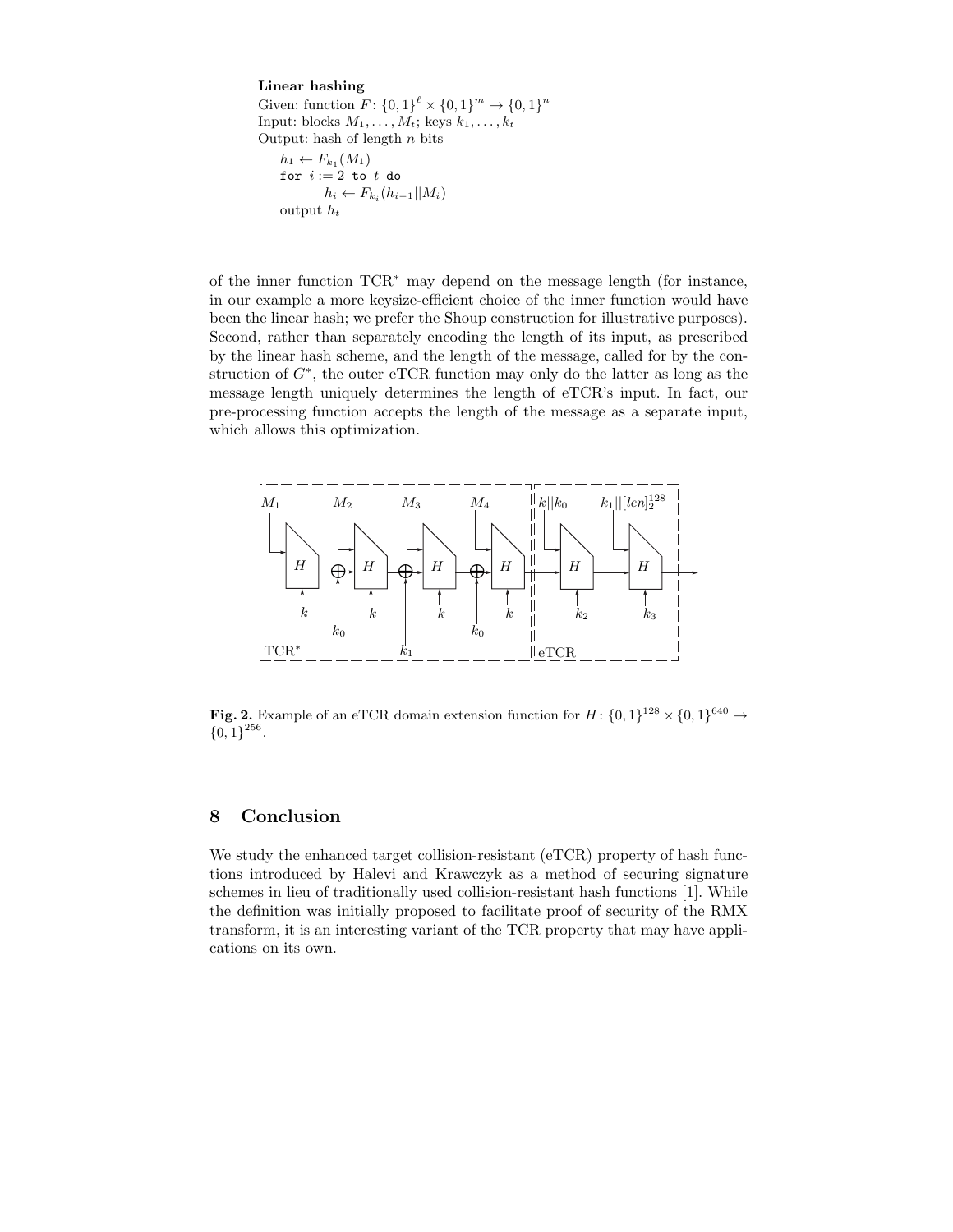**Linear hashing**

Given: function $F\colon \{0,1\}^\ell \times \{0,1\}^m \to \{0,1\}^n$
Input: blocks $M_1, \ldots, M_t$; keys $k_1, \ldots, k_t$
Output: hash of length $n$ bits

```
h_1 ← F_{k_1}(M_1)
for i := 2 to t do
        h_i ← F_{k_i}(h_{i-1}||M_i)
output h_t
```

of the inner function TCR$^*$ may depend on the message length (for instance, in our example a more keysize-efficient choice of the inner function would have been the linear hash; we prefer the Shoup construction for illustrative purposes). Second, rather than separately encoding the length of its input, as prescribed by the linear hash scheme, and the length of the message, called for by the construction of $G^*$, the outer eTCR function may only do the latter as long as the message length uniquely determines the length of eTCR's input. In fact, our pre-processing function accepts the length of the message as a separate input, which allows this optimization.

**Fig. 2.** Example of an eTCR domain extension function for $H\colon \{0,1\}^{128} \times \{0,1\}^{640} \to \{0,1\}^{256}$.

## 8 Conclusion

We study the enhanced target collision-resistant (eTCR) property of hash functions introduced by Halevi and Krawczyk as a method of securing signature schemes in lieu of traditionally used collision-resistant hash functions [1]. While the definition was initially proposed to facilitate proof of security of the RMX transform, it is an interesting variant of the TCR property that may have applications on its own.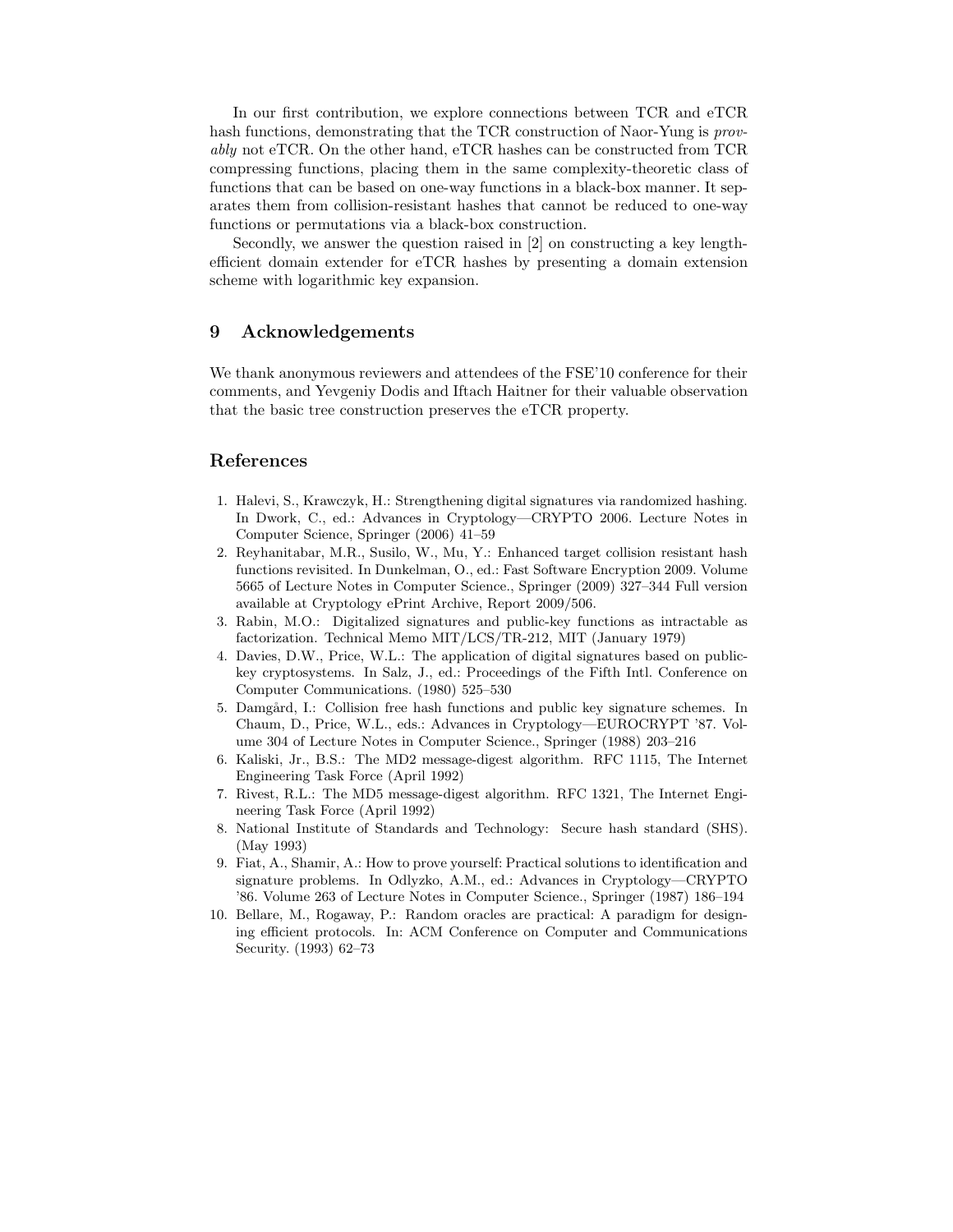In our first contribution, we explore connections between TCR and eTCR hash functions, demonstrating that the TCR construction of Naor-Yung is *provably* not eTCR. On the other hand, eTCR hashes can be constructed from TCR compressing functions, placing them in the same complexity-theoretic class of functions that can be based on one-way functions in a black-box manner. It separates them from collision-resistant hashes that cannot be reduced to one-way functions or permutations via a black-box construction.

Secondly, we answer the question raised in [2] on constructing a key length-efficient domain extender for eTCR hashes by presenting a domain extension scheme with logarithmic key expansion.

## 9 Acknowledgements

We thank anonymous reviewers and attendees of the FSE'10 conference for their comments, and Yevgeniy Dodis and Iftach Haitner for their valuable observation that the basic tree construction preserves the eTCR property.

## References

1. Halevi, S., Krawczyk, H.: Strengthening digital signatures via randomized hashing. In Dwork, C., ed.: Advances in Cryptology—CRYPTO 2006. Lecture Notes in Computer Science, Springer (2006) 41–59
2. Reyhanitabar, M.R., Susilo, W., Mu, Y.: Enhanced target collision resistant hash functions revisited. In Dunkelman, O., ed.: Fast Software Encryption 2009. Volume 5665 of Lecture Notes in Computer Science., Springer (2009) 327–344 Full version available at Cryptology ePrint Archive, Report 2009/506.
3. Rabin, M.O.: Digitalized signatures and public-key functions as intractable as factorization. Technical Memo MIT/LCS/TR-212, MIT (January 1979)
4. Davies, D.W., Price, W.L.: The application of digital signatures based on public-key cryptosystems. In Salz, J., ed.: Proceedings of the Fifth Intl. Conference on Computer Communications. (1980) 525–530
5. Damgård, I.: Collision free hash functions and public key signature schemes. In Chaum, D., Price, W.L., eds.: Advances in Cryptology—EUROCRYPT '87. Volume 304 of Lecture Notes in Computer Science., Springer (1988) 203–216
6. Kaliski, Jr., B.S.: The MD2 message-digest algorithm. RFC 1115, The Internet Engineering Task Force (April 1992)
7. Rivest, R.L.: The MD5 message-digest algorithm. RFC 1321, The Internet Engineering Task Force (April 1992)
8. National Institute of Standards and Technology: Secure hash standard (SHS). (May 1993)
9. Fiat, A., Shamir, A.: How to prove yourself: Practical solutions to identification and signature problems. In Odlyzko, A.M., ed.: Advances in Cryptology—CRYPTO '86. Volume 263 of Lecture Notes in Computer Science., Springer (1987) 186–194
10. Bellare, M., Rogaway, P.: Random oracles are practical: A paradigm for designing efficient protocols. In: ACM Conference on Computer and Communications Security. (1993) 62–73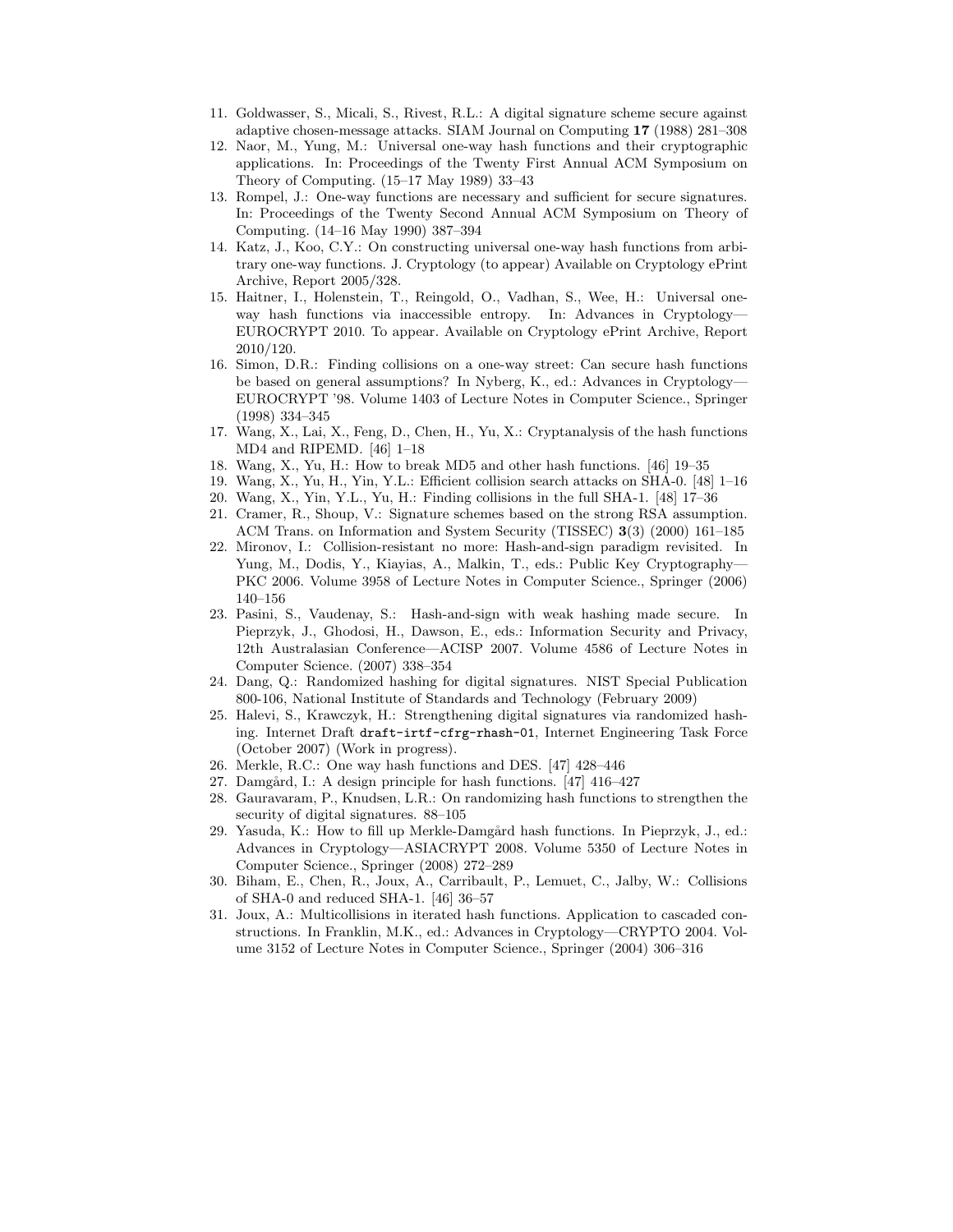11. Goldwasser, S., Micali, S., Rivest, R.L.: A digital signature scheme secure against adaptive chosen-message attacks. SIAM Journal on Computing **17** (1988) 281–308
12. Naor, M., Yung, M.: Universal one-way hash functions and their cryptographic applications. In: Proceedings of the Twenty First Annual ACM Symposium on Theory of Computing. (15–17 May 1989) 33–43
13. Rompel, J.: One-way functions are necessary and sufficient for secure signatures. In: Proceedings of the Twenty Second Annual ACM Symposium on Theory of Computing. (14–16 May 1990) 387–394
14. Katz, J., Koo, C.Y.: On constructing universal one-way hash functions from arbitrary one-way functions. J. Cryptology (to appear) Available on Cryptology ePrint Archive, Report 2005/328.
15. Haitner, I., Holenstein, T., Reingold, O., Vadhan, S., Wee, H.: Universal one-way hash functions via inaccessible entropy. In: Advances in Cryptology—EUROCRYPT 2010. To appear. Available on Cryptology ePrint Archive, Report 2010/120.
16. Simon, D.R.: Finding collisions on a one-way street: Can secure hash functions be based on general assumptions? In Nyberg, K., ed.: Advances in Cryptology—EUROCRYPT '98. Volume 1403 of Lecture Notes in Computer Science., Springer (1998) 334–345
17. Wang, X., Lai, X., Feng, D., Chen, H., Yu, X.: Cryptanalysis of the hash functions MD4 and RIPEMD. [46] 1–18
18. Wang, X., Yu, H.: How to break MD5 and other hash functions. [46] 19–35
19. Wang, X., Yu, H., Yin, Y.L.: Efficient collision search attacks on SHA-0. [48] 1–16
20. Wang, X., Yin, Y.L., Yu, H.: Finding collisions in the full SHA-1. [48] 17–36
21. Cramer, R., Shoup, V.: Signature schemes based on the strong RSA assumption. ACM Trans. on Information and System Security (TISSEC) **3**(3) (2000) 161–185
22. Mironov, I.: Collision-resistant no more: Hash-and-sign paradigm revisited. In Yung, M., Dodis, Y., Kiayias, A., Malkin, T., eds.: Public Key Cryptography—PKC 2006. Volume 3958 of Lecture Notes in Computer Science., Springer (2006) 140–156
23. Pasini, S., Vaudenay, S.: Hash-and-sign with weak hashing made secure. In Pieprzyk, J., Ghodosi, H., Dawson, E., eds.: Information Security and Privacy, 12th Australasian Conference—ACISP 2007. Volume 4586 of Lecture Notes in Computer Science. (2007) 338–354
24. Dang, Q.: Randomized hashing for digital signatures. NIST Special Publication 800-106, National Institute of Standards and Technology (February 2009)
25. Halevi, S., Krawczyk, H.: Strengthening digital signatures via randomized hashing. Internet Draft `draft-irtf-cfrg-rhash-01`, Internet Engineering Task Force (October 2007) (Work in progress).
26. Merkle, R.C.: One way hash functions and DES. [47] 428–446
27. Damgård, I.: A design principle for hash functions. [47] 416–427
28. Gauravaram, P., Knudsen, L.R.: On randomizing hash functions to strengthen the security of digital signatures. 88–105
29. Yasuda, K.: How to fill up Merkle-Damgård hash functions. In Pieprzyk, J., ed.: Advances in Cryptology—ASIACRYPT 2008. Volume 5350 of Lecture Notes in Computer Science., Springer (2008) 272–289
30. Biham, E., Chen, R., Joux, A., Carribault, P., Lemuet, C., Jalby, W.: Collisions of SHA-0 and reduced SHA-1. [46] 36–57
31. Joux, A.: Multicollisions in iterated hash functions. Application to cascaded constructions. In Franklin, M.K., ed.: Advances in Cryptology—CRYPTO 2004. Volume 3152 of Lecture Notes in Computer Science., Springer (2004) 306–316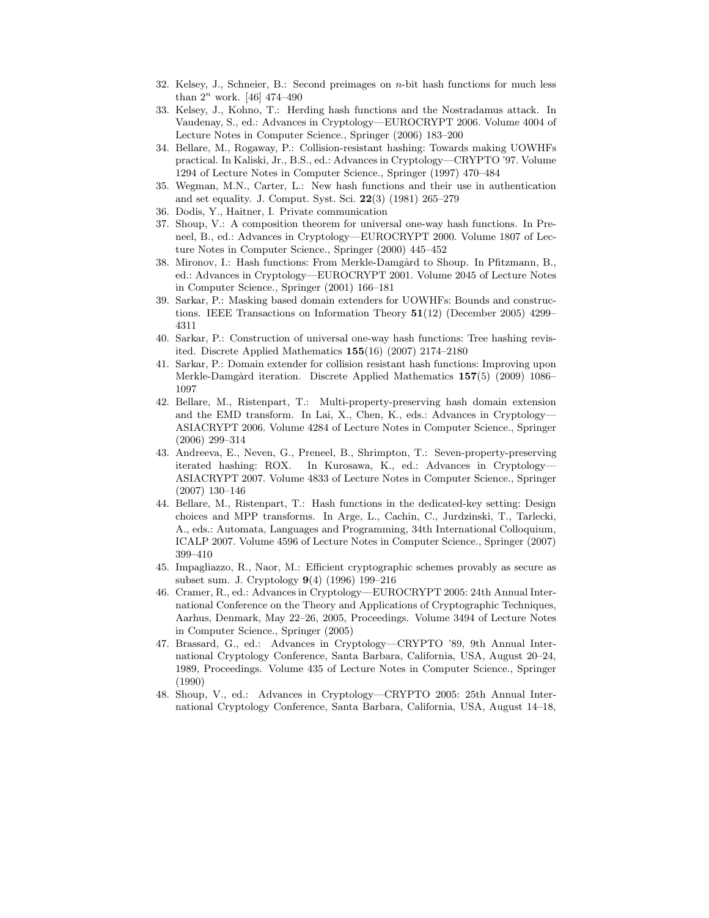32. Kelsey, J., Schneier, B.: Second preimages on $n$-bit hash functions for much less than $2^n$ work. [46] 474–490
33. Kelsey, J., Kohno, T.: Herding hash functions and the Nostradamus attack. In Vaudenay, S., ed.: Advances in Cryptology—EUROCRYPT 2006. Volume 4004 of Lecture Notes in Computer Science., Springer (2006) 183–200
34. Bellare, M., Rogaway, P.: Collision-resistant hashing: Towards making UOWHFs practical. In Kaliski, Jr., B.S., ed.: Advances in Cryptology—CRYPTO '97. Volume 1294 of Lecture Notes in Computer Science., Springer (1997) 470–484
35. Wegman, M.N., Carter, L.: New hash functions and their use in authentication and set equality. J. Comput. Syst. Sci. **22**(3) (1981) 265–279
36. Dodis, Y., Haitner, I. Private communication
37. Shoup, V.: A composition theorem for universal one-way hash functions. In Preneel, B., ed.: Advances in Cryptology—EUROCRYPT 2000. Volume 1807 of Lecture Notes in Computer Science., Springer (2000) 445–452
38. Mironov, I.: Hash functions: From Merkle-Damgård to Shoup. In Pfitzmann, B., ed.: Advances in Cryptology—EUROCRYPT 2001. Volume 2045 of Lecture Notes in Computer Science., Springer (2001) 166–181
39. Sarkar, P.: Masking based domain extenders for UOWHFs: Bounds and constructions. IEEE Transactions on Information Theory **51**(12) (December 2005) 4299–4311
40. Sarkar, P.: Construction of universal one-way hash functions: Tree hashing revisited. Discrete Applied Mathematics **155**(16) (2007) 2174–2180
41. Sarkar, P.: Domain extender for collision resistant hash functions: Improving upon Merkle-Damgård iteration. Discrete Applied Mathematics **157**(5) (2009) 1086–1097
42. Bellare, M., Ristenpart, T.: Multi-property-preserving hash domain extension and the EMD transform. In Lai, X., Chen, K., eds.: Advances in Cryptology—ASIACRYPT 2006. Volume 4284 of Lecture Notes in Computer Science., Springer (2006) 299–314
43. Andreeva, E., Neven, G., Preneel, B., Shrimpton, T.: Seven-property-preserving iterated hashing: ROX. In Kurosawa, K., ed.: Advances in Cryptology—ASIACRYPT 2007. Volume 4833 of Lecture Notes in Computer Science., Springer (2007) 130–146
44. Bellare, M., Ristenpart, T.: Hash functions in the dedicated-key setting: Design choices and MPP transforms. In Arge, L., Cachin, C., Jurdzinski, T., Tarlecki, A., eds.: Automata, Languages and Programming, 34th International Colloquium, ICALP 2007. Volume 4596 of Lecture Notes in Computer Science., Springer (2007) 399–410
45. Impagliazzo, R., Naor, M.: Efficient cryptographic schemes provably as secure as subset sum. J. Cryptology **9**(4) (1996) 199–216
46. Cramer, R., ed.: Advances in Cryptology—EUROCRYPT 2005: 24th Annual International Conference on the Theory and Applications of Cryptographic Techniques, Aarhus, Denmark, May 22–26, 2005, Proceedings. Volume 3494 of Lecture Notes in Computer Science., Springer (2005)
47. Brassard, G., ed.: Advances in Cryptology—CRYPTO '89, 9th Annual International Cryptology Conference, Santa Barbara, California, USA, August 20–24, 1989, Proceedings. Volume 435 of Lecture Notes in Computer Science., Springer (1990)
48. Shoup, V., ed.: Advances in Cryptology—CRYPTO 2005: 25th Annual International Cryptology Conference, Santa Barbara, California, USA, August 14–18,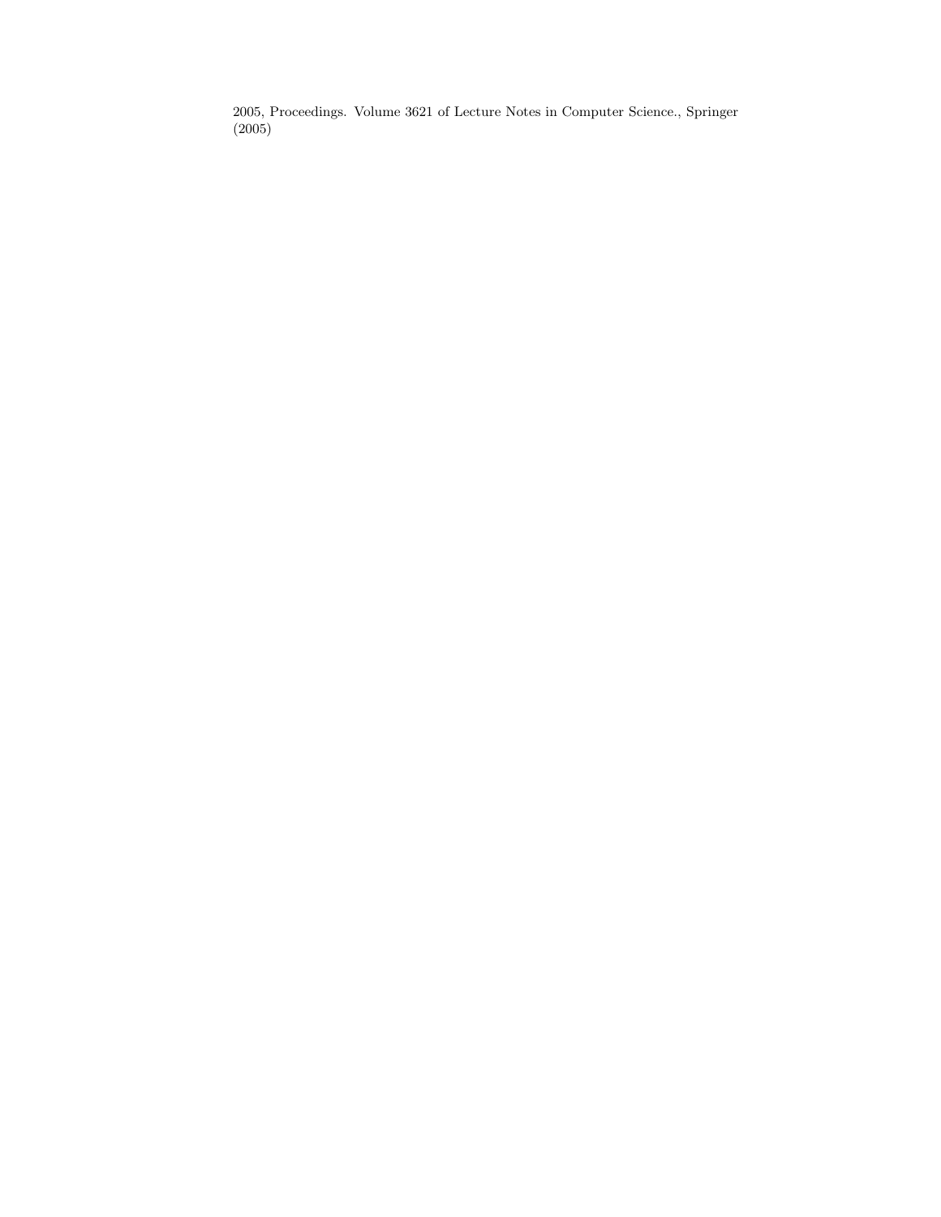2005, Proceedings. Volume 3621 of Lecture Notes in Computer Science., Springer (2005)